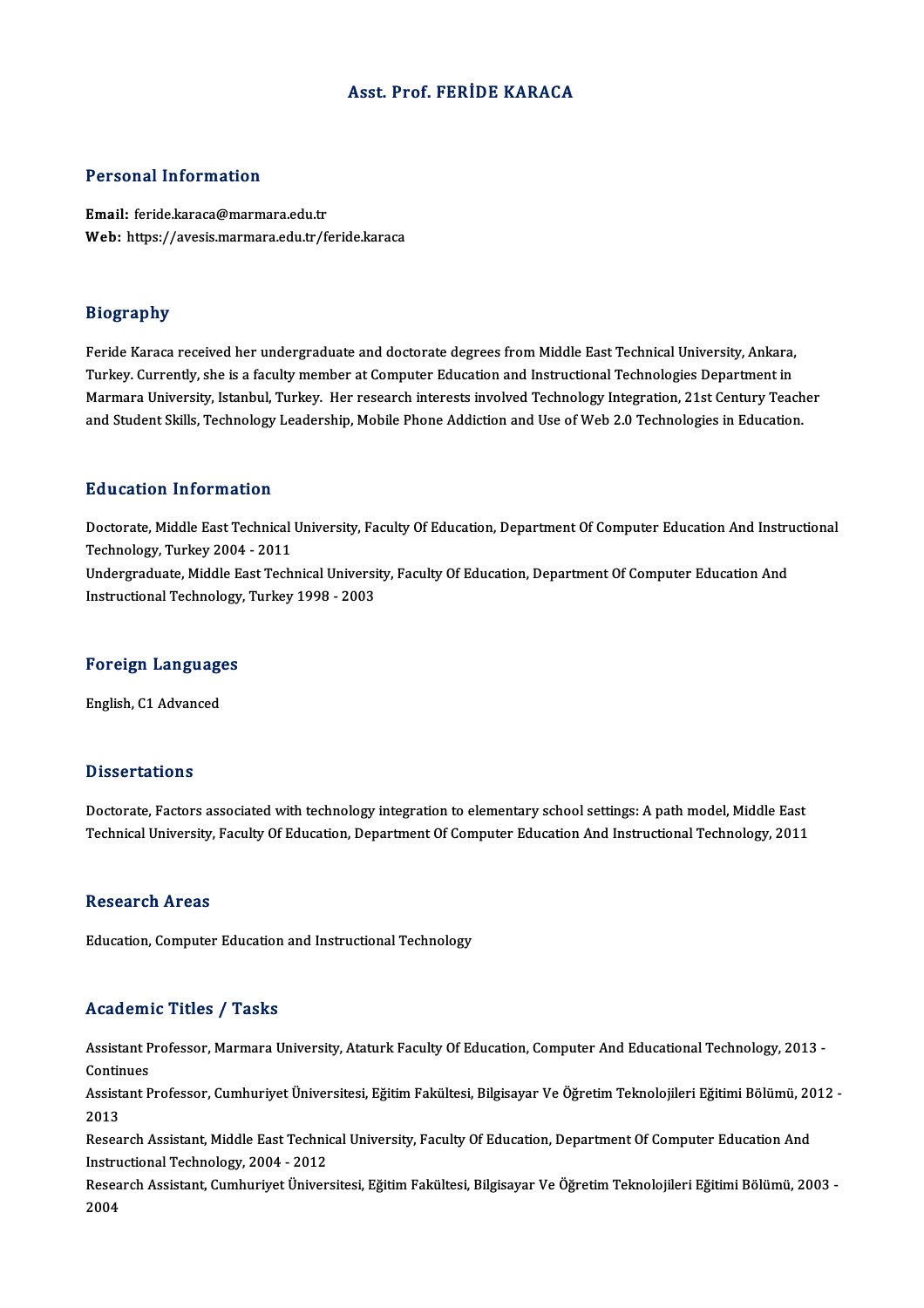# Asst. Prof. FERİDE KARACA

## Personal Information

**Email:** feride.karaca@marmara.edu.tr
**Web:** https://avesis.marmara.edu.tr/feride.karaca

## Biography

Feride Karaca received her undergraduate and doctorate degrees from Middle East Technical University, Ankara, Turkey. Currently, she is a faculty member at Computer Education and Instructional Technologies Department in Marmara University, Istanbul, Turkey. Her research interests involved Technology Integration, 21st Century Teacher and Student Skills, Technology Leadership, Mobile Phone Addiction and Use of Web 2.0 Technologies in Education.

## Education Information

Doctorate, Middle East Technical University, Faculty Of Education, Department Of Computer Education And Instructional Technology, Turkey 2004 - 2011
Undergraduate, Middle East Technical University, Faculty Of Education, Department Of Computer Education And Instructional Technology, Turkey 1998 - 2003

## Foreign Languages

English, C1 Advanced

## Dissertations

Doctorate, Factors associated with technology integration to elementary school settings: A path model, Middle East Technical University, Faculty Of Education, Department Of Computer Education And Instructional Technology, 2011

## Research Areas

Education, Computer Education and Instructional Technology

## Academic Titles / Tasks

Assistant Professor, Marmara University, Ataturk Faculty Of Education, Computer And Educational Technology, 2013 - Continues
Assistant Professor, Cumhuriyet Üniversitesi, Eğitim Fakültesi, Bilgisayar Ve Öğretim Teknolojileri Eğitimi Bölümü, 2012 - 2013
Research Assistant, Middle East Technical University, Faculty Of Education, Department Of Computer Education And Instructional Technology, 2004 - 2012
Research Assistant, Cumhuriyet Üniversitesi, Eğitim Fakültesi, Bilgisayar Ve Öğretim Teknolojileri Eğitimi Bölümü, 2003 - 2004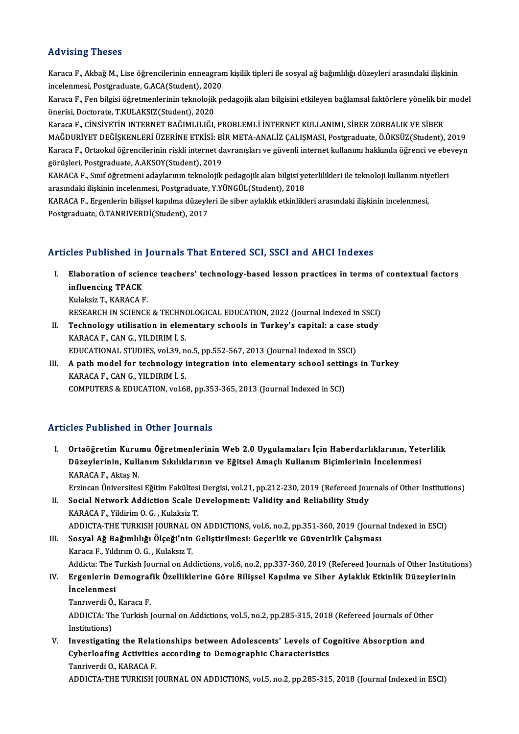## Advising Theses

Karaca F., Akbağ M., Lise öğrencilerinin enneagram kişilik tipleri ile sosyal ağ bağımlılığı düzeyleri arasındaki ilişkinin incelenmesi, Postgraduate, G.ACA(Student), 2020

Karaca F., Fen bilgisi öğretmenlerinin teknolojik pedagojik alan bilgisini etkileyen bağlamsal faktörlere yönelik bir model önerisi, Doctorate, T.KULAKSIZ(Student), 2020

Karaca F., CİNSİYETİN INTERNET BAĞIMLILIĞI, PROBLEMLİ İNTERNET KULLANIMI, SİBER ZORBALIK VE SİBER MAĞDURİYET DEĞİŞKENLERİ ÜZERİNE ETKİSİ: BİR META-ANALİZ ÇALIŞMASI, Postgraduate, Ö.ÖKSÜZ(Student), 2019

Karaca F., Ortaokul öğrencilerinin riskli internet davranışları ve güvenli internet kullanımı hakkında öğrenci ve ebeveyn görüşleri, Postgraduate, A.AKSOY(Student), 2019

KARACA F., Sınıf öğretmeni adaylarının teknolojik pedagojik alan bilgisi yeterlilikleri ile teknoloji kullanım niyetleri arasındaki ilişkinin incelenmesi, Postgraduate, Y.YÜNGÜL(Student), 2018

KARACA F., Ergenlerin bilişsel kapılma düzeyleri ile siber aylaklık etkinlikleri arasındaki ilişkinin incelenmesi, Postgraduate, Ö.TANRIVERDİ(Student), 2017

## Articles Published in Journals That Entered SCI, SSCI and AHCI Indexes

I. **Elaboration of science teachers' technology-based lesson practices in terms of contextual factors influencing TPACK**
Kulaksiz T., KARACA F.
RESEARCH IN SCIENCE & TECHNOLOGICAL EDUCATION, 2022 (Journal Indexed in SSCI)

II. **Technology utilisation in elementary schools in Turkey's capital: a case study**
KARACA F., CAN G., YILDIRIM İ. S.
EDUCATIONAL STUDIES, vol.39, no.5, pp.552-567, 2013 (Journal Indexed in SSCI)

III. **A path model for technology integration into elementary school settings in Turkey**
KARACA F., CAN G., YILDIRIM İ. S.
COMPUTERS & EDUCATION, vol.68, pp.353-365, 2013 (Journal Indexed in SCI)

## Articles Published in Other Journals

I. **Ortaöğretim Kurumu Öğretmenlerinin Web 2.0 Uygulamaları İçin Haberdarlıklarının, Yeterlilik Düzeylerinin, Kullanım Sıklıklarının ve Eğitsel Amaçlı Kullanım Biçimlerinin İncelenmesi**
KARACA F., Aktaş N.
Erzincan Üniversitesi Eğitim Fakültesi Dergisi, vol.21, pp.212-230, 2019 (Refereed Journals of Other Institutions)

II. **Social Network Addiction Scale Development: Validity and Reliability Study**
KARACA F., Yildirim O. G. , Kulaksiz T.
ADDICTA-THE TURKISH JOURNAL ON ADDICTIONS, vol.6, no.2, pp.351-360, 2019 (Journal Indexed in ESCI)

III. **Sosyal Ağ Bağımlılığı Ölçeği'nin Geliştirilmesi: Geçerlik ve Güvenirlik Çalışması**
Karaca F., Yıldırım O. G. , Kulaksız T.
Addicta: The Turkish Journal on Addictions, vol.6, no.2, pp.337-360, 2019 (Refereed Journals of Other Institutions)

IV. **Ergenlerin Demografik Özelliklerine Göre Bilişsel Kapılma ve Siber Aylaklık Etkinlik Düzeylerinin İncelenmesi**
Tanrıverdi Ö., Karaca F.
ADDICTA: The Turkish Journal on Addictions, vol.5, no.2, pp.285-315, 2018 (Refereed Journals of Other Institutions)

V. **Investigating the Relationships between Adolescents' Levels of Cognitive Absorption and Cyberloafing Activities according to Demographic Characteristics**
Tanriverdi O., KARACA F.
ADDICTA-THE TURKISH JOURNAL ON ADDICTIONS, vol.5, no.2, pp.285-315, 2018 (Journal Indexed in ESCI)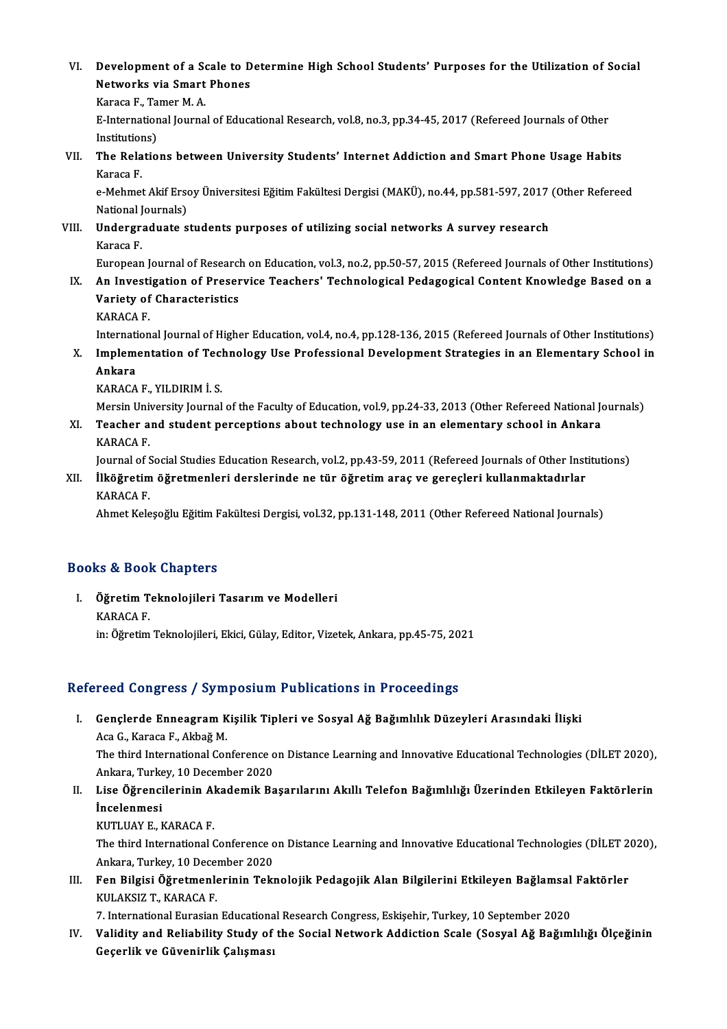VI. **Development of a Scale to Determine High School Students' Purposes for the Utilization of Social Networks via Smart Phones**
Karaca F., Tamer M. A.
E-International Journal of Educational Research, vol.8, no.3, pp.34-45, 2017 (Refereed Journals of Other Institutions)

VII. **The Relations between University Students' Internet Addiction and Smart Phone Usage Habits**
Karaca F.
e-Mehmet Akif Ersoy Üniversitesi Eğitim Fakültesi Dergisi (MAKÜ), no.44, pp.581-597, 2017 (Other Refereed National Journals)

VIII. **Undergraduate students purposes of utilizing social networks A survey research**
Karaca F.
European Journal of Research on Education, vol.3, no.2, pp.50-57, 2015 (Refereed Journals of Other Institutions)

IX. **An Investigation of Preservice Teachers' Technological Pedagogical Content Knowledge Based on a Variety of Characteristics**
KARACA F.
International Journal of Higher Education, vol.4, no.4, pp.128-136, 2015 (Refereed Journals of Other Institutions)

X. **Implementation of Technology Use Professional Development Strategies in an Elementary School in Ankara**
KARACA F., YILDIRIM İ. S.
Mersin University Journal of the Faculty of Education, vol.9, pp.24-33, 2013 (Other Refereed National Journals)

XI. **Teacher and student perceptions about technology use in an elementary school in Ankara**
KARACA F.
Journal of Social Studies Education Research, vol.2, pp.43-59, 2011 (Refereed Journals of Other Institutions)

XII. **İlköğretim öğretmenleri derslerinde ne tür öğretim araç ve gereçleri kullanmaktadırlar**
KARACA F.
Ahmet Keleşoğlu Eğitim Fakültesi Dergisi, vol.32, pp.131-148, 2011 (Other Refereed National Journals)

## Books & Book Chapters

I. **Öğretim Teknolojileri Tasarım ve Modelleri**
KARACA F.
in: Öğretim Teknolojileri, Ekici, Gülay, Editor, Vizetek, Ankara, pp.45-75, 2021

## Refereed Congress / Symposium Publications in Proceedings

I. **Gençlerde Enneagram Kişilik Tipleri ve Sosyal Ağ Bağımlılık Düzeyleri Arasındaki İlişki**
Aca G., Karaca F., Akbağ M.
The third International Conference on Distance Learning and Innovative Educational Technologies (DİLET 2020), Ankara, Turkey, 10 December 2020

II. **Lise Öğrencilerinin Akademik Başarılarını Akıllı Telefon Bağımlılığı Üzerinden Etkileyen Faktörlerin İncelenmesi**
KUTLUAY E., KARACA F.
The third International Conference on Distance Learning and Innovative Educational Technologies (DİLET 2020), Ankara, Turkey, 10 December 2020

III. **Fen Bilgisi Öğretmenlerinin Teknolojik Pedagojik Alan Bilgilerini Etkileyen Bağlamsal Faktörler**
KULAKSIZ T., KARACA F.
7. International Eurasian Educational Research Congress, Eskişehir, Turkey, 10 September 2020

IV. **Validity and Reliability Study of the Social Network Addiction Scale (Sosyal Ağ Bağımlılığı Ölçeğinin Geçerlik ve Güvenirlik Çalışması**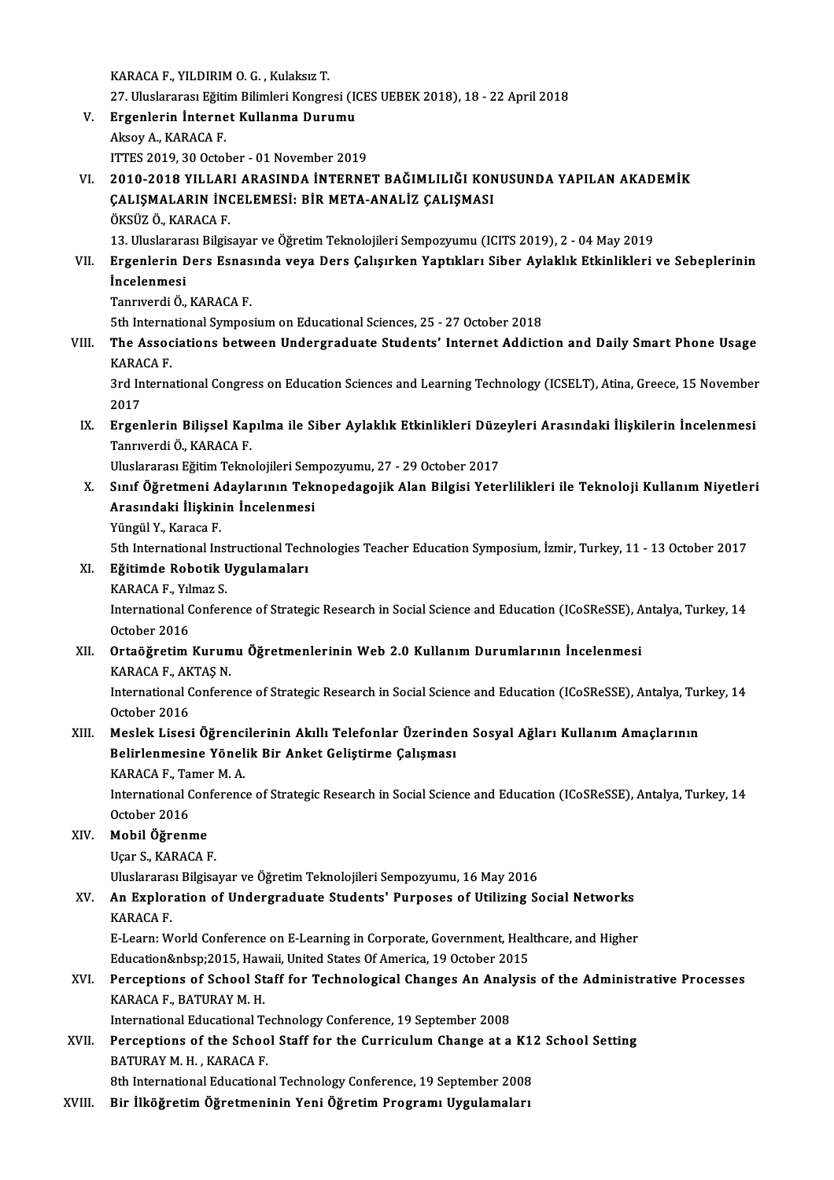KARACA F., YILDIRIM O. G. , Kulaksız T.
27. Uluslararası Eğitim Bilimleri Kongresi (ICES UEBEK 2018), 18 - 22 April 2018

V. **Ergenlerin İnternet Kullanma Durumu**
Aksoy A., KARACA F.
ITTES 2019, 30 October - 01 November 2019

VI. **2010-2018 YILLARI ARASINDA İNTERNET BAĞIMLILIĞI KONUSUNDA YAPILAN AKADEMİK ÇALIŞMALARIN İNCELEMESİ: BİR META-ANALİZ ÇALIŞMASI**
ÖKSÜZ Ö., KARACA F.
13. Uluslararası Bilgisayar ve Öğretim Teknolojileri Sempozyumu (ICITS 2019), 2 - 04 May 2019

VII. **Ergenlerin Ders Esnasında veya Ders Çalışırken Yaptıkları Siber Aylaklık Etkinlikleri ve Sebeplerinin İncelenmesi**
Tanrıverdi Ö., KARACA F.
5th International Symposium on Educational Sciences, 25 - 27 October 2018

VIII. **The Associations between Undergraduate Students' Internet Addiction and Daily Smart Phone Usage**
KARACA F.
3rd International Congress on Education Sciences and Learning Technology (ICSELT), Atina, Greece, 15 November 2017

IX. **Ergenlerin Bilişsel Kapılma ile Siber Aylaklık Etkinlikleri Düzeyleri Arasındaki İlişkilerin İncelenmesi**
Tanrıverdi Ö., KARACA F.
Uluslararası Eğitim Teknolojileri Sempozyumu, 27 - 29 October 2017

X. **Sınıf Öğretmeni Adaylarının Teknopedagojik Alan Bilgisi Yeterlilikleri ile Teknoloji Kullanım Niyetleri Arasındaki İlişkinin İncelenmesi**
Yüngül Y., Karaca F.
5th International Instructional Technologies Teacher Education Symposium, İzmir, Turkey, 11 - 13 October 2017

XI. **Eğitimde Robotik Uygulamaları**
KARACA F., Yılmaz S.
International Conference of Strategic Research in Social Science and Education (ICoSReSSE), Antalya, Turkey, 14 October 2016

XII. **Ortaöğretim Kurumu Öğretmenlerinin Web 2.0 Kullanım Durumlarının İncelenmesi**
KARACA F., AKTAŞ N.
International Conference of Strategic Research in Social Science and Education (ICoSReSSE), Antalya, Turkey, 14 October 2016

XIII. **Meslek Lisesi Öğrencilerinin Akıllı Telefonlar Üzerinden Sosyal Ağları Kullanım Amaçlarının Belirlenmesine Yönelik Bir Anket Geliştirme Çalışması**
KARACA F., Tamer M. A.
International Conference of Strategic Research in Social Science and Education (ICoSReSSE), Antalya, Turkey, 14 October 2016

XIV. **Mobil Öğrenme**
Uçar S., KARACA F.
Uluslararası Bilgisayar ve Öğretim Teknolojileri Sempozyumu, 16 May 2016

XV. **An Exploration of Undergraduate Students' Purposes of Utilizing Social Networks**
KARACA F.
E-Learn: World Conference on E-Learning in Corporate, Government, Healthcare, and Higher Education&nbsp;2015, Hawaii, United States Of America, 19 October 2015

XVI. **Perceptions of School Staff for Technological Changes An Analysis of the Administrative Processes**
KARACA F., BATURAY M. H.
International Educational Technology Conference, 19 September 2008

XVII. **Perceptions of the School Staff for the Curriculum Change at a K12 School Setting**
BATURAY M. H. , KARACA F.
8th International Educational Technology Conference, 19 September 2008

XVIII. **Bir İlköğretim Öğretmeninin Yeni Öğretim Programı Uygulamaları**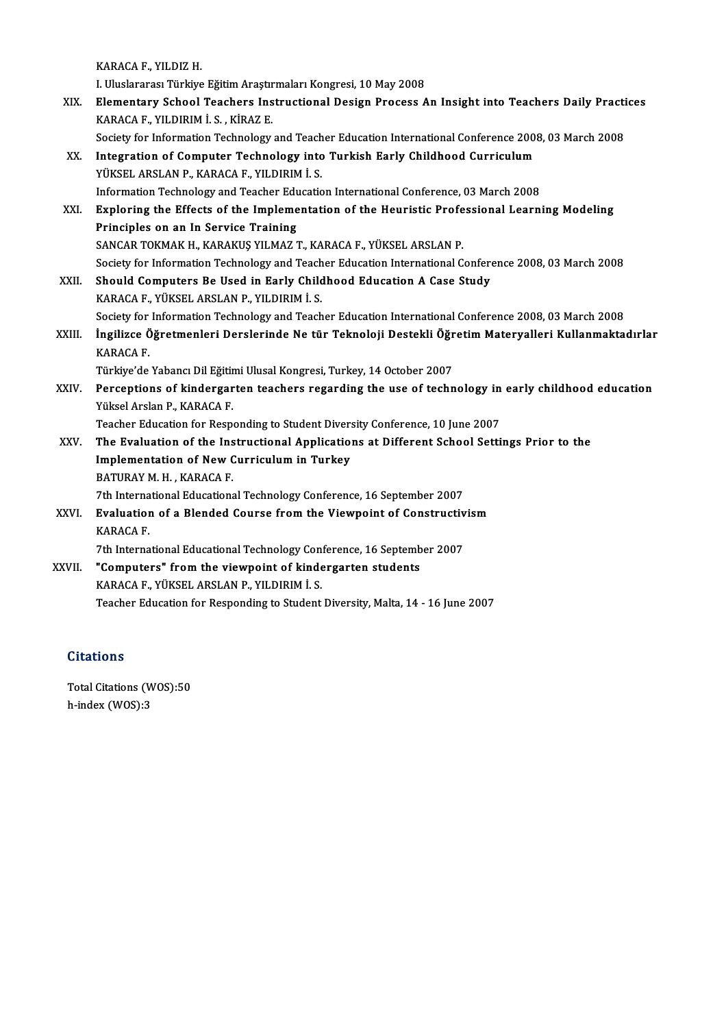KARACA F., YILDIZ H.
I. Uluslararası Türkiye Eğitim Araştırmaları Kongresi, 10 May 2008

XIX. **Elementary School Teachers Instructional Design Process An Insight into Teachers Daily Practices**
KARACA F., YILDIRIM İ. S. , KİRAZ E.
Society for Information Technology and Teacher Education International Conference 2008, 03 March 2008

XX. **Integration of Computer Technology into Turkish Early Childhood Curriculum**
YÜKSEL ARSLAN P., KARACA F., YILDIRIM İ. S.
Information Technology and Teacher Education International Conference, 03 March 2008

XXI. **Exploring the Effects of the Implementation of the Heuristic Professional Learning Modeling Principles on an In Service Training**
SANCAR TOKMAK H., KARAKUŞ YILMAZ T., KARACA F., YÜKSEL ARSLAN P.
Society for Information Technology and Teacher Education International Conference 2008, 03 March 2008

XXII. **Should Computers Be Used in Early Childhood Education A Case Study**
KARACA F., YÜKSEL ARSLAN P., YILDIRIM İ. S.
Society for Information Technology and Teacher Education International Conference 2008, 03 March 2008

XXIII. **İngilizce Öğretmenleri Derslerinde Ne tür Teknoloji Destekli Öğretim Materyalleri Kullanmaktadırlar**
KARACA F.
Türkiye'de Yabancı Dil Eğitimi Ulusal Kongresi, Turkey, 14 October 2007

XXIV. **Perceptions of kindergarten teachers regarding the use of technology in early childhood education**
Yüksel Arslan P., KARACA F.
Teacher Education for Responding to Student Diversity Conference, 10 June 2007

XXV. **The Evaluation of the Instructional Applications at Different School Settings Prior to the Implementation of New Curriculum in Turkey**
BATURAY M. H. , KARACA F.
7th International Educational Technology Conference, 16 September 2007

XXVI. **Evaluation of a Blended Course from the Viewpoint of Constructivism**
KARACA F.
7th International Educational Technology Conference, 16 September 2007

XXVII. **"Computers" from the viewpoint of kindergarten students**
KARACA F., YÜKSEL ARSLAN P., YILDIRIM İ. S.
Teacher Education for Responding to Student Diversity, Malta, 14 - 16 June 2007

## Citations

Total Citations (WOS):50
h-index (WOS):3